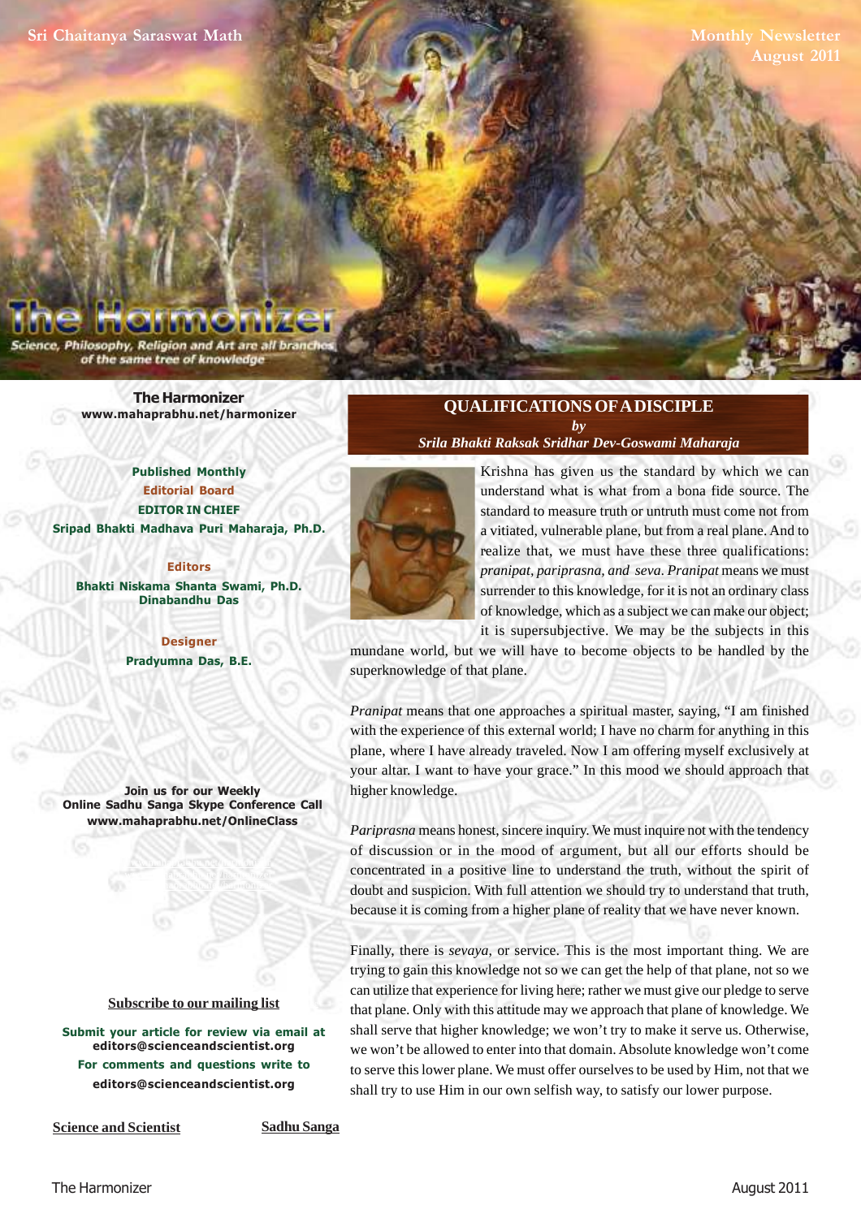Sri Chaitanya Saraswat Math

Monthly Newsletter
August 2011

# The Harmonizer

Science, Philosophy, Religion and Art are all branches of the same tree of knowledge

**The Harmonizer**
**www.mahaprabhu.net/harmonizer**

**Published Monthly**
**Editorial Board**
**EDITOR IN CHIEF**
**Sripad Bhakti Madhava Puri Maharaja, Ph.D.**

**Editors**
**Bhakti Niskama Shanta Swami, Ph.D.**
**Dinabandhu Das**

**Designer**
**Pradyumna Das, B.E.**

**Join us for our Weekly Online Sadhu Sanga Skype Conference Call**
**www.mahaprabhu.net/OnlineClass**

Subscribe to our mailing list

**Submit your article for review via email at editors@scienceandscientist.org**
**For comments and questions write to editors@scienceandscientist.org**

Science and Scientist

Sadhu Sanga

## QUALIFICATIONS OF A DISCIPLE

***by***
***Srila Bhakti Raksak Sridhar Dev-Goswami Maharaja***

Krishna has given us the standard by which we can understand what is what from a bona fide source. The standard to measure truth or untruth must come not from a vitiated, vulnerable plane, but from a real plane. And to realize that, we must have these three qualifications: *pranipat, pariprasna, and seva*. *Pranipat* means we must surrender to this knowledge, for it is not an ordinary class of knowledge, which as a subject we can make our object; it is supersubjective. We may be the subjects in this mundane world, but we will have to become objects to be handled by the superknowledge of that plane.

*Pranipat* means that one approaches a spiritual master, saying, "I am finished with the experience of this external world; I have no charm for anything in this plane, where I have already traveled. Now I am offering myself exclusively at your altar. I want to have your grace." In this mood we should approach that higher knowledge.

*Pariprasna* means honest, sincere inquiry. We must inquire not with the tendency of discussion or in the mood of argument, but all our efforts should be concentrated in a positive line to understand the truth, without the spirit of doubt and suspicion. With full attention we should try to understand that truth, because it is coming from a higher plane of reality that we have never known.

Finally, there is *sevaya*, or service. This is the most important thing. We are trying to gain this knowledge not so we can get the help of that plane, not so we can utilize that experience for living here; rather we must give our pledge to serve that plane. Only with this attitude may we approach that plane of knowledge. We shall serve that higher knowledge; we won't try to make it serve us. Otherwise, we won't be allowed to enter into that domain. Absolute knowledge won't come to serve this lower plane. We must offer ourselves to be used by Him, not that we shall try to use Him in our own selfish way, to satisfy our lower purpose.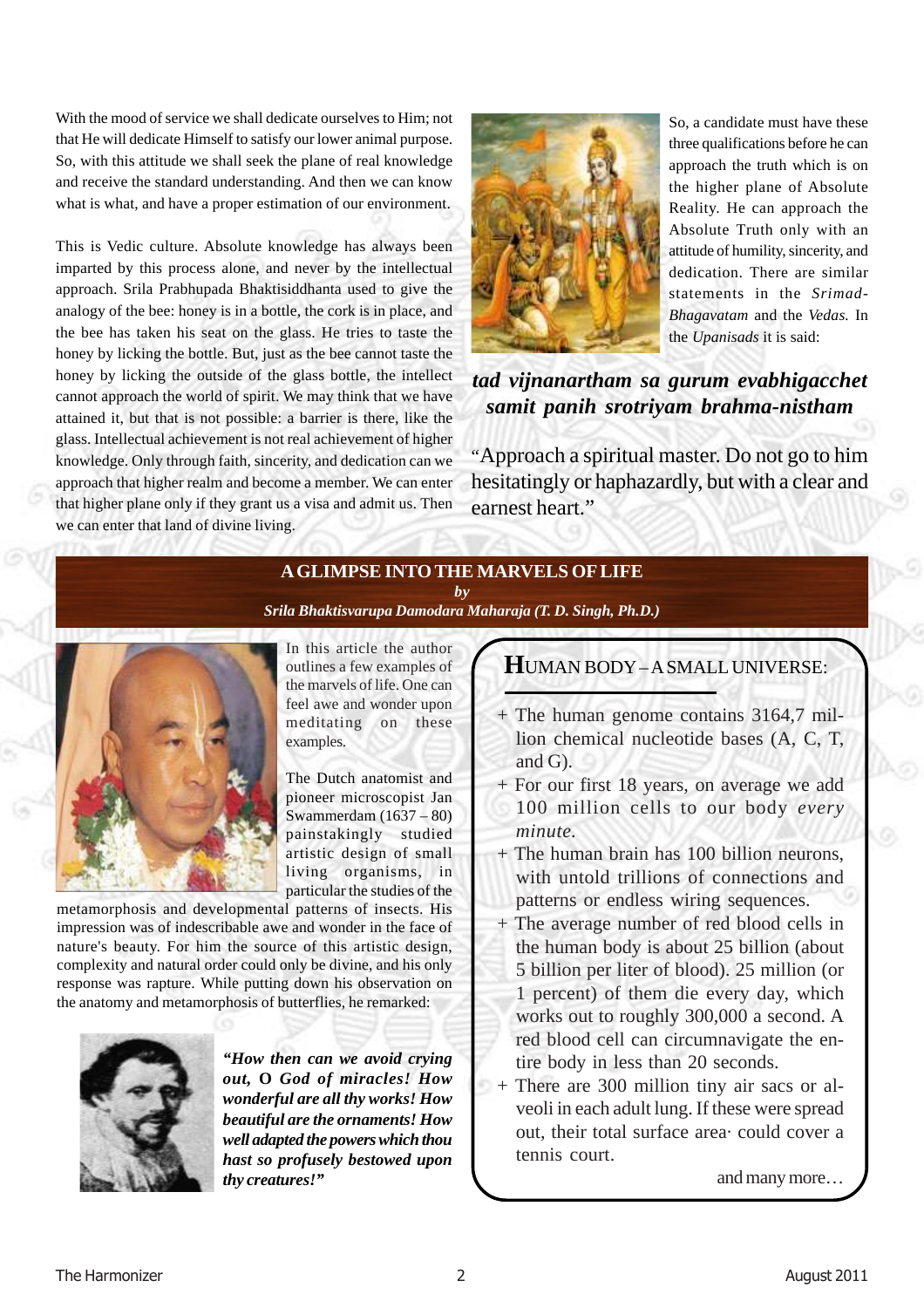With the mood of service we shall dedicate ourselves to Him; not that He will dedicate Himself to satisfy our lower animal purpose. So, with this attitude we shall seek the plane of real knowledge and receive the standard understanding. And then we can know what is what, and have a proper estimation of our environment.

This is Vedic culture. Absolute knowledge has always been imparted by this process alone, and never by the intellectual approach. Srila Prabhupada Bhaktisiddhanta used to give the analogy of the bee: honey is in a bottle, the cork is in place, and the bee has taken his seat on the glass. He tries to taste the honey by licking the bottle. But, just as the bee cannot taste the honey by licking the outside of the glass bottle, the intellect cannot approach the world of spirit. We may think that we have attained it, but that is not possible: a barrier is there, like the glass. Intellectual achievement is not real achievement of higher knowledge. Only through faith, sincerity, and dedication can we approach that higher realm and become a member. We can enter that higher plane only if they grant us a visa and admit us. Then we can enter that land of divine living.

So, a candidate must have these three qualifications before he can approach the truth which is on the higher plane of Absolute Reality. He can approach the Absolute Truth only with an attitude of humility, sincerity, and dedication. There are similar statements in the *Srimad-Bhagavatam* and the *Vedas.* In the *Upanisads* it is said:

***tad vijnanartham sa gurum evabhigacchet***
***samit panih srotriyam brahma-nistham***

"Approach a spiritual master. Do not go to him hesitatingly or haphazardly, but with a clear and earnest heart."

## A GLIMPSE INTO THE MARVELS OF LIFE

*by*

*Srila Bhaktisvarupa Damodara Maharaja (T. D. Singh, Ph.D.)*

In this article the author outlines a few examples of the marvels of life. One can feel awe and wonder upon meditating on these examples.

The Dutch anatomist and pioneer microscopist Jan Swammerdam (1637 – 80) painstakingly studied artistic design of small living organisms, in particular the studies of the metamorphosis and developmental patterns of insects. His impression was of indescribable awe and wonder in the face of nature's beauty. For him the source of this artistic design, complexity and natural order could only be divine, and his only response was rapture. While putting down his observation on the anatomy and metamorphosis of butterflies, he remarked:

***"How then can we avoid crying out,*** **O** ***God of miracles! How wonderful are all thy works! How beautiful are the ornaments! How well adapted the powers which thou hast so profusely bestowed upon thy creatures!"***

### HUMAN BODY – A SMALL UNIVERSE:

+ The human genome contains 3164,7 million chemical nucleotide bases (A, C, T, and G).
+ For our first 18 years, on average we add 100 million cells to our body *every minute*.
+ The human brain has 100 billion neurons, with untold trillions of connections and patterns or endless wiring sequences.
+ The average number of red blood cells in the human body is about 25 billion (about 5 billion per liter of blood). 25 million (or 1 percent) of them die every day, which works out to roughly 300,000 a second. A red blood cell can circumnavigate the entire body in less than 20 seconds.
+ There are 300 million tiny air sacs or alveoli in each adult lung. If these were spread out, their total surface area· could cover a tennis court.

and many more…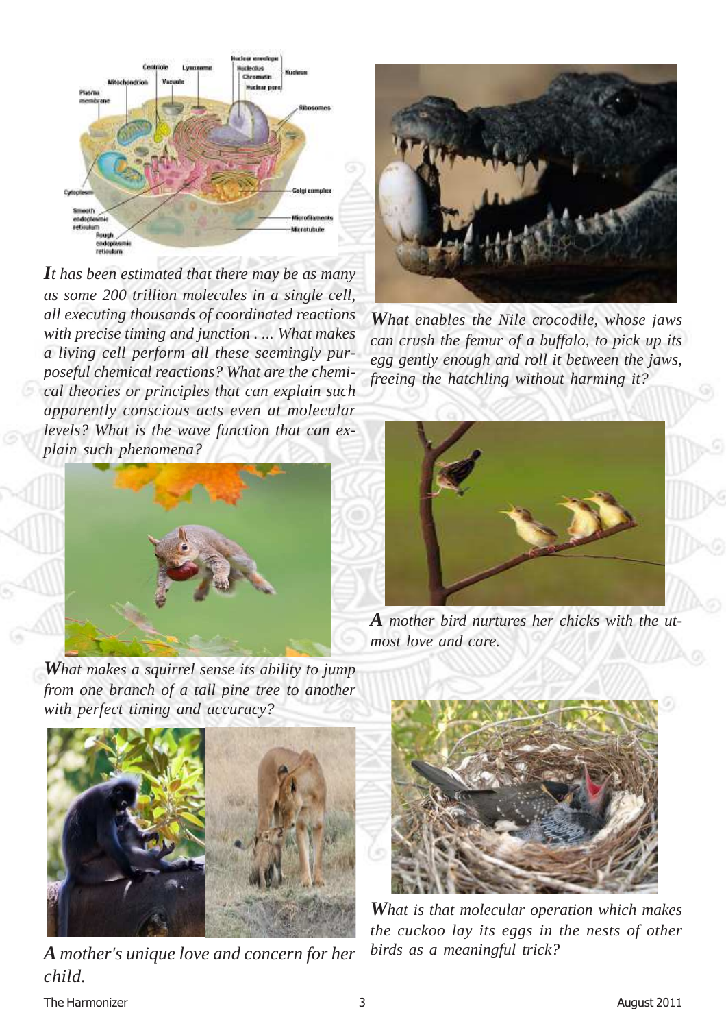*It has been estimated that there may be as many as some 200 trillion molecules in a single cell, all executing thousands of coordinated reactions with precise timing and junction . ... What makes a living cell perform all these seemingly purposeful chemical reactions? What are the chemical theories or principles that can explain such apparently conscious acts even at molecular levels? What is the wave function that can explain such phenomena?*

*What makes a squirrel sense its ability to jump from one branch of a tall pine tree to another with perfect timing and accuracy?*

*A mother's unique love and concern for her child.*

*What enables the Nile crocodile, whose jaws can crush the femur of a buffalo, to pick up its egg gently enough and roll it between the jaws, freeing the hatchling without harming it?*

*A mother bird nurtures her chicks with the utmost love and care.*

*What is that molecular operation which makes the cuckoo lay its eggs in the nests of other birds as a meaningful trick?*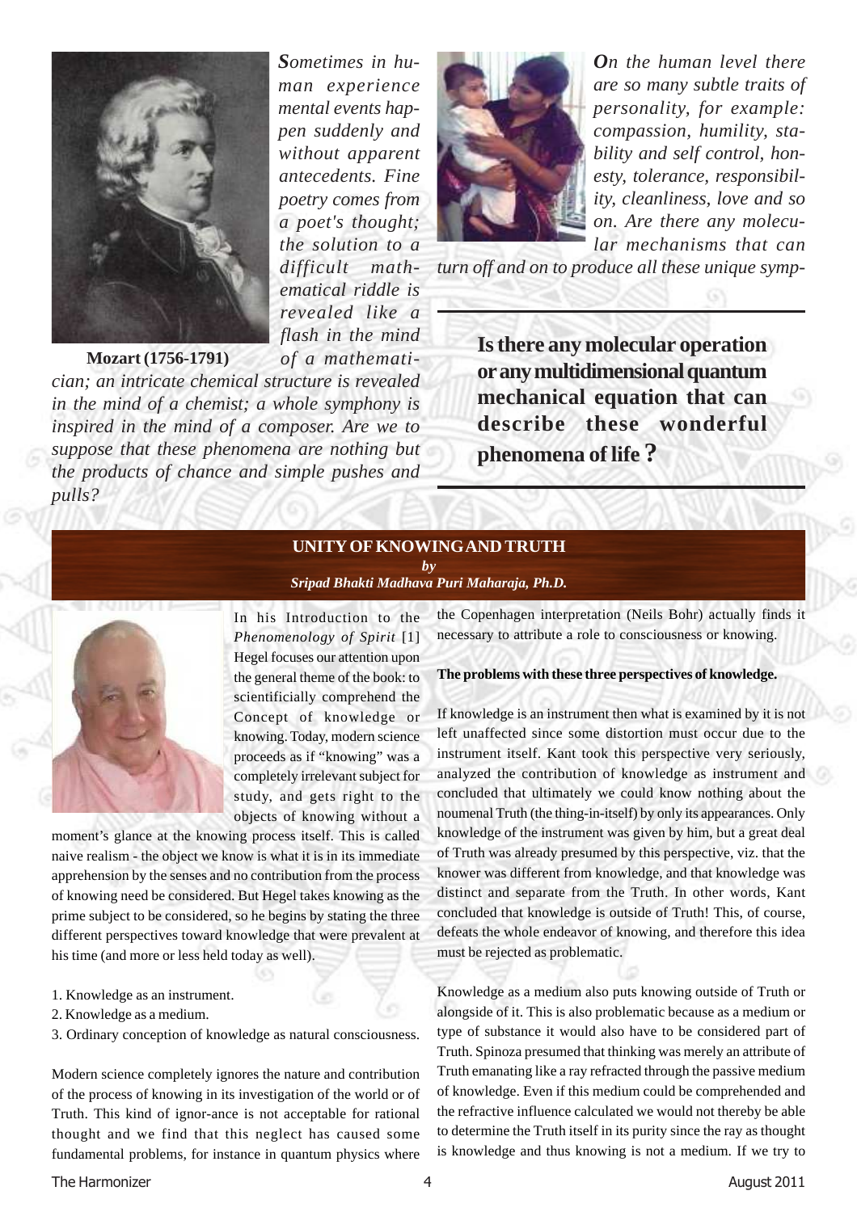*Sometimes in human experience mental events happen suddenly and without apparent antecedents. Fine poetry comes from a poet's thought; the solution to a difficult mathematical riddle is revealed like a flash in the mind of a mathematician; an intricate chemical structure is revealed in the mind of a chemist; a whole symphony is inspired in the mind of a composer. Are we to suppose that these phenomena are nothing but the products of chance and simple pushes and pulls?*

**Mozart (1756-1791)**

*On the human level there are so many subtle traits of personality, for example: compassion, humility, stability and self control, honesty, tolerance, responsibility, cleanliness, love and so on. Are there any molecular mechanisms that can turn off and on to produce all these unique symp-*

**Is there any molecular operation or any multidimensional quantum mechanical equation that can describe these wonderful phenomena of life ?**

## UNITY OF KNOWING AND TRUTH

*by*

*Sripad Bhakti Madhava Puri Maharaja, Ph.D.*

In his Introduction to the *Phenomenology of Spirit* [1] Hegel focuses our attention upon the general theme of the book: to scientificially comprehend the Concept of knowledge or knowing. Today, modern science proceeds as if "knowing" was a completely irrelevant subject for study, and gets right to the objects of knowing without a moment's glance at the knowing process itself. This is called naive realism - the object we know is what it is in its immediate apprehension by the senses and no contribution from the process of knowing need be considered. But Hegel takes knowing as the prime subject to be considered, so he begins by stating the three different perspectives toward knowledge that were prevalent at his time (and more or less held today as well).

1. Knowledge as an instrument.
2. Knowledge as a medium.
3. Ordinary conception of knowledge as natural consciousness.

Modern science completely ignores the nature and contribution of the process of knowing in its investigation of the world or of Truth. This kind of ignor-ance is not acceptable for rational thought and we find that this neglect has caused some fundamental problems, for instance in quantum physics where the Copenhagen interpretation (Neils Bohr) actually finds it necessary to attribute a role to consciousness or knowing.

**The problems with these three perspectives of knowledge.**

If knowledge is an instrument then what is examined by it is not left unaffected since some distortion must occur due to the instrument itself. Kant took this perspective very seriously, analyzed the contribution of knowledge as instrument and concluded that ultimately we could know nothing about the noumenal Truth (the thing-in-itself) by only its appearances. Only knowledge of the instrument was given by him, but a great deal of Truth was already presumed by this perspective, viz. that the knower was different from knowledge, and that knowledge was distinct and separate from the Truth. In other words, Kant concluded that knowledge is outside of Truth! This, of course, defeats the whole endeavor of knowing, and therefore this idea must be rejected as problematic.

Knowledge as a medium also puts knowing outside of Truth or alongside of it. This is also problematic because as a medium or type of substance it would also have to be considered part of Truth. Spinoza presumed that thinking was merely an attribute of Truth emanating like a ray refracted through the passive medium of knowledge. Even if this medium could be comprehended and the refractive influence calculated we would not thereby be able to determine the Truth itself in its purity since the ray as thought is knowledge and thus knowing is not a medium. If we try to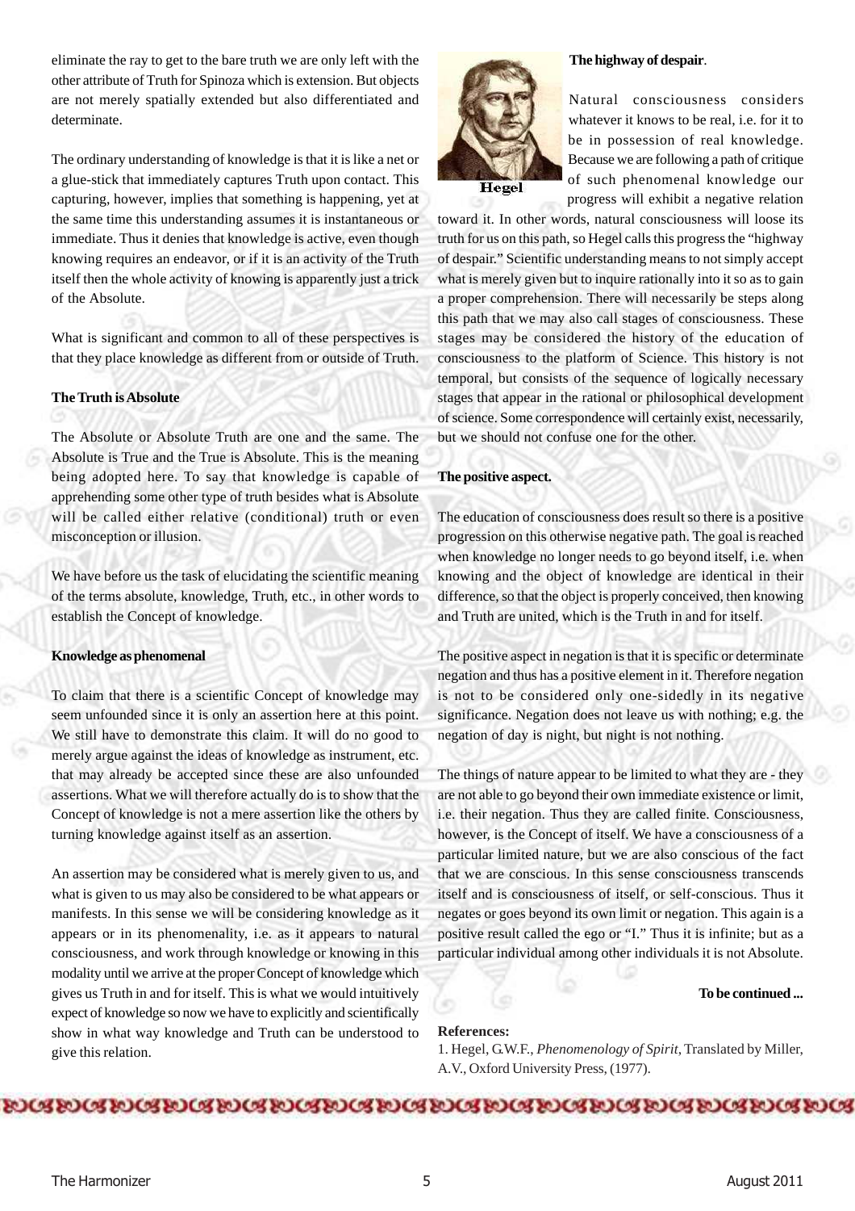eliminate the ray to get to the bare truth we are only left with the other attribute of Truth for Spinoza which is extension. But objects are not merely spatially extended but also differentiated and determinate.

The ordinary understanding of knowledge is that it is like a net or a glue-stick that immediately captures Truth upon contact. This capturing, however, implies that something is happening, yet at the same time this understanding assumes it is instantaneous or immediate. Thus it denies that knowledge is active, even though knowing requires an endeavor, or if it is an activity of the Truth itself then the whole activity of knowing is apparently just a trick of the Absolute.

What is significant and common to all of these perspectives is that they place knowledge as different from or outside of Truth.

**The Truth is Absolute**

The Absolute or Absolute Truth are one and the same. The Absolute is True and the True is Absolute. This is the meaning being adopted here. To say that knowledge is capable of apprehending some other type of truth besides what is Absolute will be called either relative (conditional) truth or even misconception or illusion.

We have before us the task of elucidating the scientific meaning of the terms absolute, knowledge, Truth, etc., in other words to establish the Concept of knowledge.

**Knowledge as phenomenal**

To claim that there is a scientific Concept of knowledge may seem unfounded since it is only an assertion here at this point. We still have to demonstrate this claim. It will do no good to merely argue against the ideas of knowledge as instrument, etc. that may already be accepted since these are also unfounded assertions. What we will therefore actually do is to show that the Concept of knowledge is not a mere assertion like the others by turning knowledge against itself as an assertion.

An assertion may be considered what is merely given to us, and what is given to us may also be considered to be what appears or manifests. In this sense we will be considering knowledge as it appears or in its phenomenality, i.e. as it appears to natural consciousness, and work through knowledge or knowing in this modality until we arrive at the proper Concept of knowledge which gives us Truth in and for itself. This is what we would intuitively expect of knowledge so now we have to explicitly and scientifically show in what way knowledge and Truth can be understood to give this relation.

Hegel

**The highway of despair**.

Natural consciousness considers whatever it knows to be real, i.e. for it to be in possession of real knowledge. Because we are following a path of critique of such phenomenal knowledge our progress will exhibit a negative relation toward it. In other words, natural consciousness will loose its truth for us on this path, so Hegel calls this progress the "highway of despair." Scientific understanding means to not simply accept what is merely given but to inquire rationally into it so as to gain a proper comprehension. There will necessarily be steps along this path that we may also call stages of consciousness. These stages may be considered the history of the education of consciousness to the platform of Science. This history is not temporal, but consists of the sequence of logically necessary stages that appear in the rational or philosophical development of science. Some correspondence will certainly exist, necessarily, but we should not confuse one for the other.

**The positive aspect.**

The education of consciousness does result so there is a positive progression on this otherwise negative path. The goal is reached when knowledge no longer needs to go beyond itself, i.e. when knowing and the object of knowledge are identical in their difference, so that the object is properly conceived, then knowing and Truth are united, which is the Truth in and for itself.

The positive aspect in negation is that it is specific or determinate negation and thus has a positive element in it. Therefore negation is not to be considered only one-sidedly in its negative significance. Negation does not leave us with nothing; e.g. the negation of day is night, but night is not nothing.

The things of nature appear to be limited to what they are - they are not able to go beyond their own immediate existence or limit, i.e. their negation. Thus they are called finite. Consciousness, however, is the Concept of itself. We have a consciousness of a particular limited nature, but we are also conscious of the fact that we are conscious. In this sense consciousness transcends itself and is consciousness of itself, or self-conscious. Thus it negates or goes beyond its own limit or negation. This again is a positive result called the ego or "I." Thus it is infinite; but as a particular individual among other individuals it is not Absolute.

**To be continued ...**

**References:**

1. Hegel, G.W.F., *Phenomenology of Spirit*, Translated by Miller, A.V., Oxford University Press, (1977).